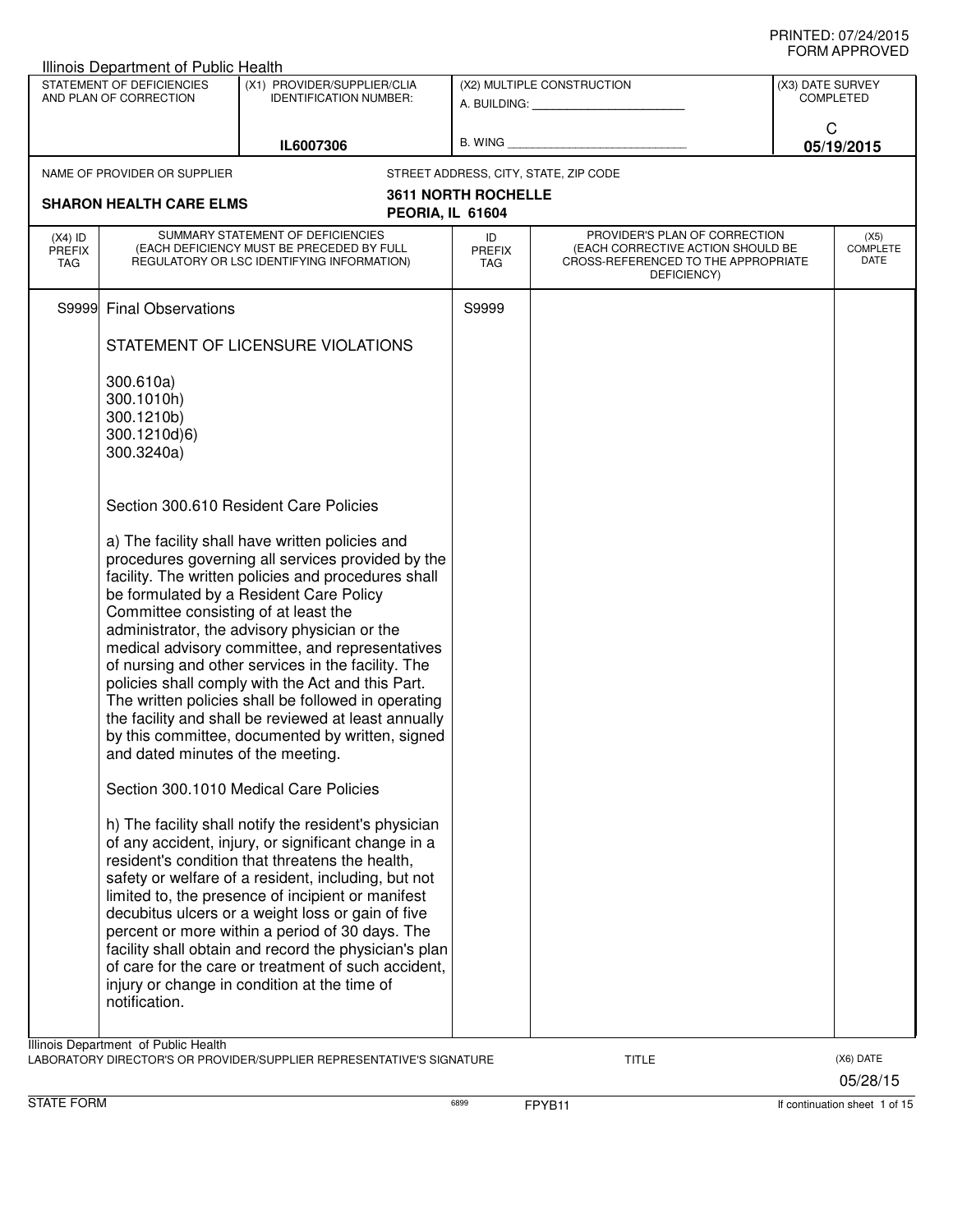PRINTED: 07/24/2015
FORM APPROVED

Illinois Department of Public Health

| STATEMENT OF DEFICIENCIES AND PLAN OF CORRECTION | (X1) PROVIDER/SUPPLIER/CLIA IDENTIFICATION NUMBER: | (X2) MULTIPLE CONSTRUCTION | (X3) DATE SURVEY COMPLETED |
|---|---|---|---|
| | IL6007306 | A. BUILDING: ______ B. WING ______ | C 05/19/2015 |

NAME OF PROVIDER OR SUPPLIER: **SHARON HEALTH CARE ELMS**

STREET ADDRESS, CITY, STATE, ZIP CODE: **3611 NORTH ROCHELLE, PEORIA, IL 61604**

| (X4) ID PREFIX TAG | SUMMARY STATEMENT OF DEFICIENCIES (EACH DEFICIENCY MUST BE PRECEDED BY FULL REGULATORY OR LSC IDENTIFYING INFORMATION) | ID PREFIX TAG | PROVIDER'S PLAN OF CORRECTION (EACH CORRECTIVE ACTION SHOULD BE CROSS-REFERENCED TO THE APPROPRIATE DEFICIENCY) | (X5) COMPLETE DATE |
|---|---|---|---|---|
| S9999 | Final Observations | S9999 | | |

STATEMENT OF LICENSURE VIOLATIONS

300.610a)
300.1010h)
300.1210b)
300.1210d)6)
300.3240a)

Section 300.610 Resident Care Policies

a) The facility shall have written policies and procedures governing all services provided by the facility. The written policies and procedures shall be formulated by a Resident Care Policy Committee consisting of at least the administrator, the advisory physician or the medical advisory committee, and representatives of nursing and other services in the facility. The policies shall comply with the Act and this Part. The written policies shall be followed in operating the facility and shall be reviewed at least annually by this committee, documented by written, signed and dated minutes of the meeting.

Section 300.1010 Medical Care Policies

h) The facility shall notify the resident's physician of any accident, injury, or significant change in a resident's condition that threatens the health, safety or welfare of a resident, including, but not limited to, the presence of incipient or manifest decubitus ulcers or a weight loss or gain of five percent or more within a period of 30 days. The facility shall obtain and record the physician's plan of care for the care or treatment of such accident, injury or change in condition at the time of notification.

Illinois Department of Public Health
LABORATORY DIRECTOR'S OR PROVIDER/SUPPLIER REPRESENTATIVE'S SIGNATURE | TITLE | (X6) DATE 05/28/15

STATE FORM 6899 FPYB11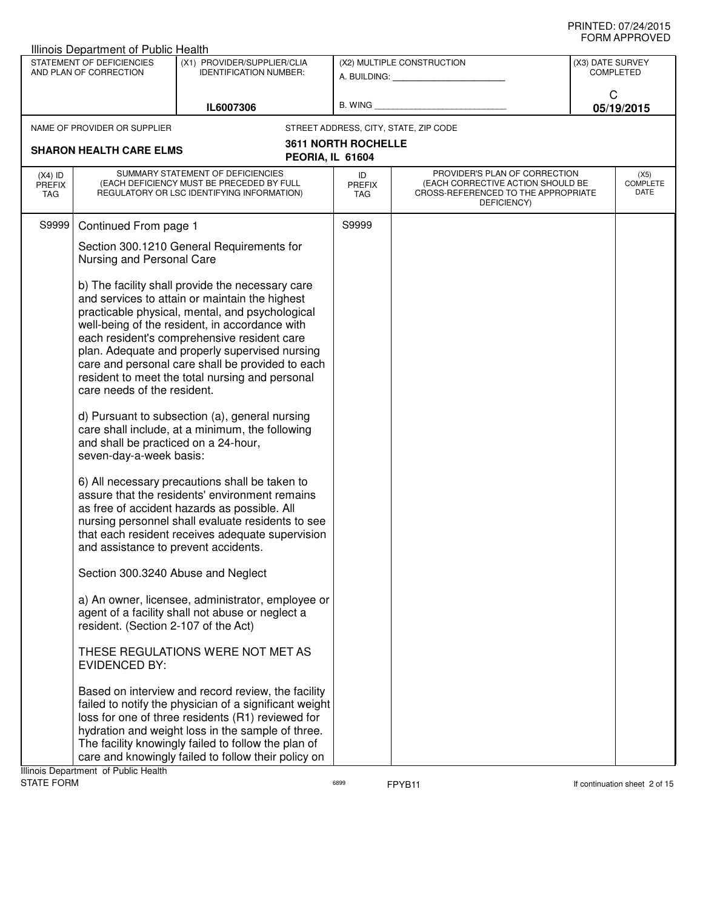Illinois Department of Public Health

| STATEMENT OF DEFICIENCIES AND PLAN OF CORRECTION | (X1) PROVIDER/SUPPLIER/CLIA IDENTIFICATION NUMBER: | (X2) MULTIPLE CONSTRUCTION | (X3) DATE SURVEY COMPLETED |
|---|---|---|---|
| | IL6007306 | A. BUILDING: ______ B. WING ______ | C 05/19/2015 |

NAME OF PROVIDER OR SUPPLIER: **SHARON HEALTH CARE ELMS**

STREET ADDRESS, CITY, STATE, ZIP CODE: **3611 NORTH ROCHELLE PEORIA, IL 61604**

| (X4) ID PREFIX TAG | SUMMARY STATEMENT OF DEFICIENCIES (EACH DEFICIENCY MUST BE PRECEDED BY FULL REGULATORY OR LSC IDENTIFYING INFORMATION) | ID PREFIX TAG | PROVIDER'S PLAN OF CORRECTION (EACH CORRECTIVE ACTION SHOULD BE CROSS-REFERENCED TO THE APPROPRIATE DEFICIENCY) | (X5) COMPLETE DATE |
|---|---|---|---|---|
| S9999 | Continued From page 1 | S9999 | | |

Section 300.1210 General Requirements for Nursing and Personal Care

b) The facility shall provide the necessary care and services to attain or maintain the highest practicable physical, mental, and psychological well-being of the resident, in accordance with each resident's comprehensive resident care plan. Adequate and properly supervised nursing care and personal care shall be provided to each resident to meet the total nursing and personal care needs of the resident.

d) Pursuant to subsection (a), general nursing care shall include, at a minimum, the following and shall be practiced on a 24-hour, seven-day-a-week basis:

6) All necessary precautions shall be taken to assure that the residents' environment remains as free of accident hazards as possible. All nursing personnel shall evaluate residents to see that each resident receives adequate supervision and assistance to prevent accidents.

Section 300.3240 Abuse and Neglect

a) An owner, licensee, administrator, employee or agent of a facility shall not abuse or neglect a resident. (Section 2-107 of the Act)

THESE REGULATIONS WERE NOT MET AS EVIDENCED BY:

Based on interview and record review, the facility failed to notify the physician of a significant weight loss for one of three residents (R1) reviewed for hydration and weight loss in the sample of three. The facility knowingly failed to follow the plan of care and knowingly failed to follow their policy on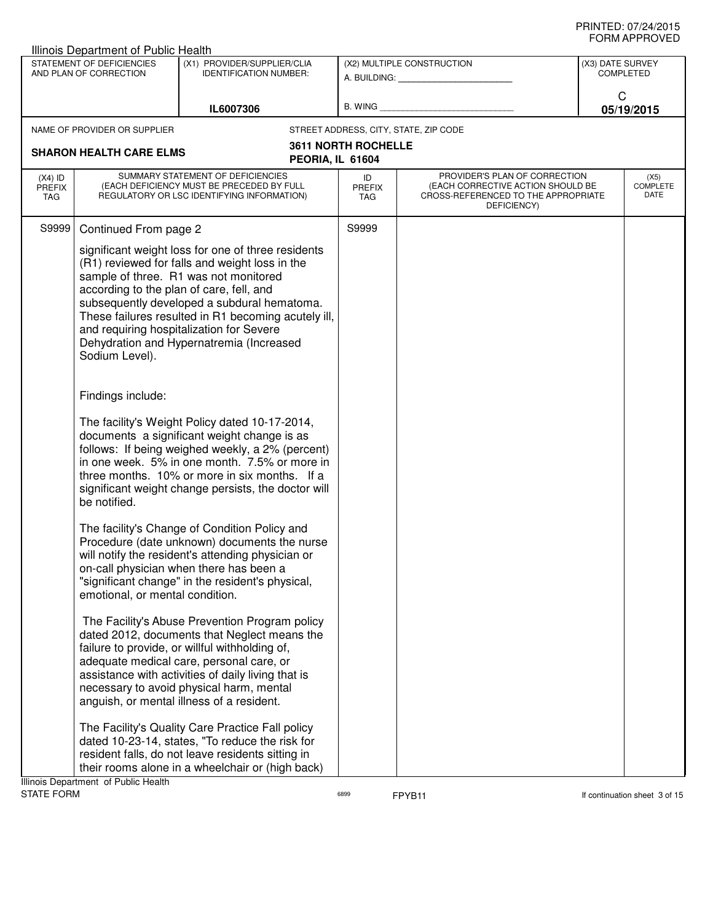PRINTED: 07/24/2015
FORM APPROVED

Illinois Department of Public Health

| STATEMENT OF DEFICIENCIES AND PLAN OF CORRECTION | (X1) PROVIDER/SUPPLIER/CLIA IDENTIFICATION NUMBER: | (X2) MULTIPLE CONSTRUCTION | (X3) DATE SURVEY COMPLETED |
|---|---|---|---|
| | IL6007306 | A. BUILDING: _______ B. WING _______ | C 05/19/2015 |

| NAME OF PROVIDER OR SUPPLIER | STREET ADDRESS, CITY, STATE, ZIP CODE |
|---|---|
| SHARON HEALTH CARE ELMS | 3611 NORTH ROCHELLE PEORIA, IL 61604 |

| (X4) ID PREFIX TAG | SUMMARY STATEMENT OF DEFICIENCIES (EACH DEFICIENCY MUST BE PRECEDED BY FULL REGULATORY OR LSC IDENTIFYING INFORMATION) | ID PREFIX TAG | PROVIDER'S PLAN OF CORRECTION (EACH CORRECTIVE ACTION SHOULD BE CROSS-REFERENCED TO THE APPROPRIATE DEFICIENCY) | (X5) COMPLETE DATE |
|---|---|---|---|---|
| S9999 | Continued From page 2 | S9999 | | |

significant weight loss for one of three residents (R1) reviewed for falls and weight loss in the sample of three. R1 was not monitored according to the plan of care, fell, and subsequently developed a subdural hematoma. These failures resulted in R1 becoming acutely ill, and requiring hospitalization for Severe Dehydration and Hypernatremia (Increased Sodium Level).

Findings include:

The facility's Weight Policy dated 10-17-2014, documents a significant weight change is as follows: If being weighed weekly, a 2% (percent) in one week. 5% in one month. 7.5% or more in three months. 10% or more in six months. If a significant weight change persists, the doctor will be notified.

The facility's Change of Condition Policy and Procedure (date unknown) documents the nurse will notify the resident's attending physician or on-call physician when there has been a "significant change" in the resident's physical, emotional, or mental condition.

The Facility's Abuse Prevention Program policy dated 2012, documents that Neglect means the failure to provide, or willful withholding of, adequate medical care, personal care, or assistance with activities of daily living that is necessary to avoid physical harm, mental anguish, or mental illness of a resident.

The Facility's Quality Care Practice Fall policy dated 10-23-14, states, "To reduce the risk for resident falls, do not leave residents sitting in their rooms alone in a wheelchair or (high back)

Illinois Department of Public Health
STATE FORM 6899 FPYB11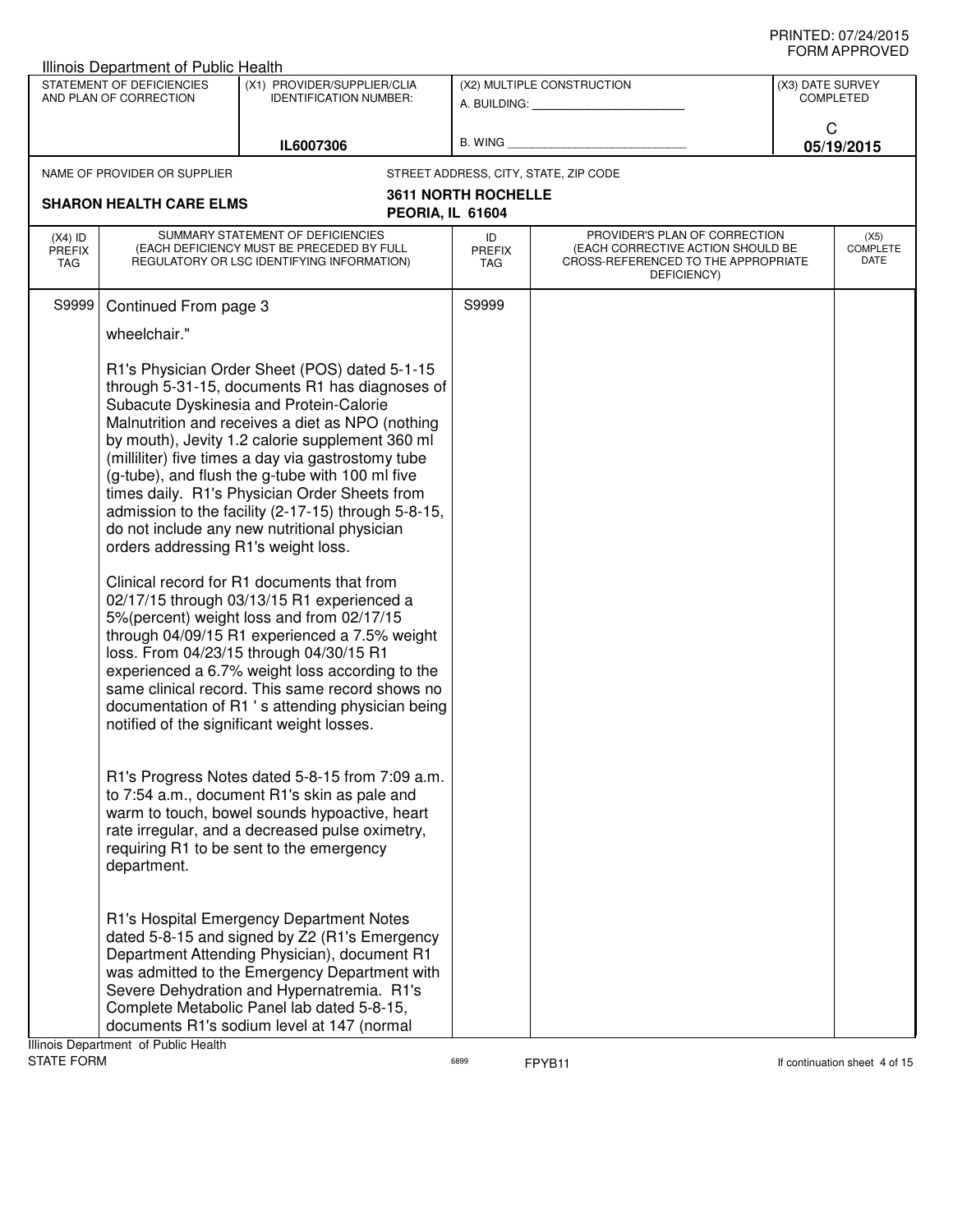Illinois Department of Public Health

| STATEMENT OF DEFICIENCIES AND PLAN OF CORRECTION | (X1) PROVIDER/SUPPLIER/CLIA IDENTIFICATION NUMBER: | (X2) MULTIPLE CONSTRUCTION | (X3) DATE SURVEY COMPLETED |
|---|---|---|---|
| | IL6007306 | A. BUILDING: ______ B. WING ______ | C 05/19/2015 |

NAME OF PROVIDER OR SUPPLIER: **SHARON HEALTH CARE ELMS**

STREET ADDRESS, CITY, STATE, ZIP CODE: **3611 NORTH ROCHELLE PEORIA, IL 61604**

| (X4) ID PREFIX TAG | SUMMARY STATEMENT OF DEFICIENCIES (EACH DEFICIENCY MUST BE PRECEDED BY FULL REGULATORY OR LSC IDENTIFYING INFORMATION) | ID PREFIX TAG | PROVIDER'S PLAN OF CORRECTION (EACH CORRECTIVE ACTION SHOULD BE CROSS-REFERENCED TO THE APPROPRIATE DEFICIENCY) | (X5) COMPLETE DATE |
|---|---|---|---|---|
| S9999 | Continued From page 3 | S9999 | | |

wheelchair."

R1's Physician Order Sheet (POS) dated 5-1-15 through 5-31-15, documents R1 has diagnoses of Subacute Dyskinesia and Protein-Calorie Malnutrition and receives a diet as NPO (nothing by mouth), Jevity 1.2 calorie supplement 360 ml (milliliter) five times a day via gastrostomy tube (g-tube), and flush the g-tube with 100 ml five times daily. R1's Physician Order Sheets from admission to the facility (2-17-15) through 5-8-15, do not include any new nutritional physician orders addressing R1's weight loss.

Clinical record for R1 documents that from 02/17/15 through 03/13/15 R1 experienced a 5%(percent) weight loss and from 02/17/15 through 04/09/15 R1 experienced a 7.5% weight loss. From 04/23/15 through 04/30/15 R1 experienced a 6.7% weight loss according to the same clinical record. This same record shows no documentation of R1 ' s attending physician being notified of the significant weight losses.

R1's Progress Notes dated 5-8-15 from 7:09 a.m. to 7:54 a.m., document R1's skin as pale and warm to touch, bowel sounds hypoactive, heart rate irregular, and a decreased pulse oximetry, requiring R1 to be sent to the emergency department.

R1's Hospital Emergency Department Notes dated 5-8-15 and signed by Z2 (R1's Emergency Department Attending Physician), document R1 was admitted to the Emergency Department with Severe Dehydration and Hypernatremia. R1's Complete Metabolic Panel lab dated 5-8-15, documents R1's sodium level at 147 (normal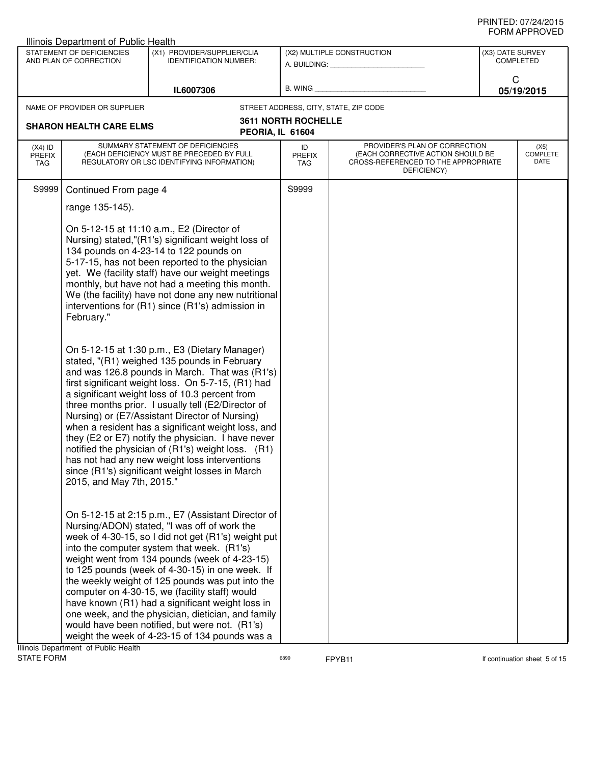PRINTED: 07/24/2015
FORM APPROVED

Illinois Department of Public Health

| STATEMENT OF DEFICIENCIES AND PLAN OF CORRECTION | (X1) PROVIDER/SUPPLIER/CLIA IDENTIFICATION NUMBER: | (X2) MULTIPLE CONSTRUCTION | (X3) DATE SURVEY COMPLETED |
|---|---|---|---|
| | IL6007306 | A. BUILDING: ___ B. WING ___ | C 05/19/2015 |

NAME OF PROVIDER OR SUPPLIER: **SHARON HEALTH CARE ELMS**

STREET ADDRESS, CITY, STATE, ZIP CODE: **3611 NORTH ROCHELLE PEORIA, IL 61604**

| (X4) ID PREFIX TAG | SUMMARY STATEMENT OF DEFICIENCIES (EACH DEFICIENCY MUST BE PRECEDED BY FULL REGULATORY OR LSC IDENTIFYING INFORMATION) | ID PREFIX TAG | PROVIDER'S PLAN OF CORRECTION (EACH CORRECTIVE ACTION SHOULD BE CROSS-REFERENCED TO THE APPROPRIATE DEFICIENCY) | (X5) COMPLETE DATE |
|---|---|---|---|---|
| S9999 | Continued From page 4 | S9999 | | |

range 135-145).

On 5-12-15 at 11:10 a.m., E2 (Director of Nursing) stated,"(R1's) significant weight loss of 134 pounds on 4-23-14 to 122 pounds on 5-17-15, has not been reported to the physician yet. We (facility staff) have our weight meetings monthly, but have not had a meeting this month. We (the facility) have not done any new nutritional interventions for (R1) since (R1's) admission in February."

On 5-12-15 at 1:30 p.m., E3 (Dietary Manager) stated, "(R1) weighed 135 pounds in February and was 126.8 pounds in March. That was (R1's) first significant weight loss. On 5-7-15, (R1) had a significant weight loss of 10.3 percent from three months prior. I usually tell (E2/Director of Nursing) or (E7/Assistant Director of Nursing) when a resident has a significant weight loss, and they (E2 or E7) notify the physician. I have never notified the physician of (R1's) weight loss. (R1) has not had any new weight loss interventions since (R1's) significant weight losses in March 2015, and May 7th, 2015."

On 5-12-15 at 2:15 p.m., E7 (Assistant Director of Nursing/ADON) stated, "I was off of work the week of 4-30-15, so I did not get (R1's) weight put into the computer system that week. (R1's) weight went from 134 pounds (week of 4-23-15) to 125 pounds (week of 4-30-15) in one week. If the weekly weight of 125 pounds was put into the computer on 4-30-15, we (facility staff) would have known (R1) had a significant weight loss in one week, and the physician, dietician, and family would have been notified, but were not. (R1's) weight the week of 4-23-15 of 134 pounds was a

Illinois Department of Public Health
STATE FORM 6899 FPYB11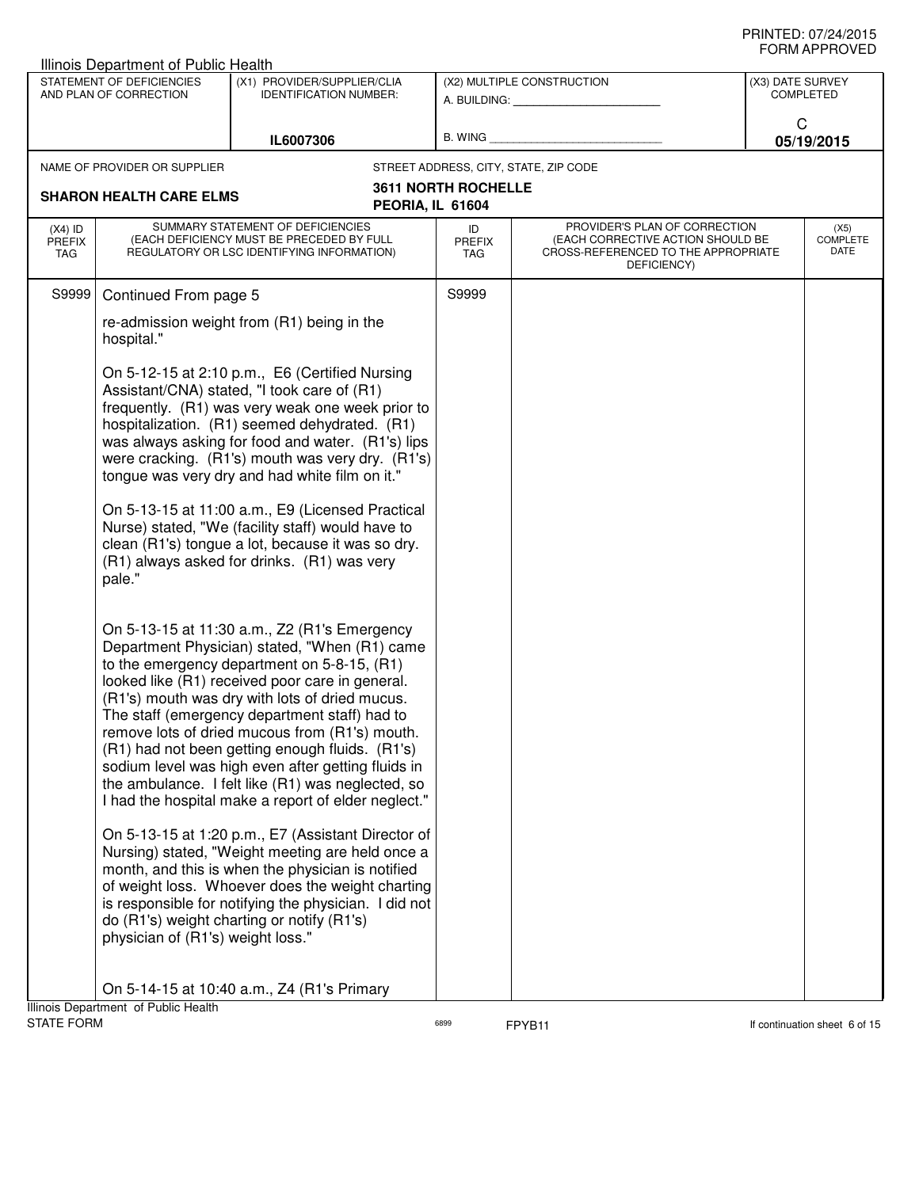Illinois Department of Public Health

| STATEMENT OF DEFICIENCIES AND PLAN OF CORRECTION | (X1) PROVIDER/SUPPLIER/CLIA IDENTIFICATION NUMBER: | (X2) MULTIPLE CONSTRUCTION | (X3) DATE SURVEY COMPLETED |
|---|---|---|---|
| | IL6007306 | A. BUILDING: ______ B. WING ______ | C 05/19/2015 |

NAME OF PROVIDER OR SUPPLIER: **SHARON HEALTH CARE ELMS**

STREET ADDRESS, CITY, STATE, ZIP CODE: **3611 NORTH ROCHELLE PEORIA, IL 61604**

| (X4) ID PREFIX TAG | SUMMARY STATEMENT OF DEFICIENCIES (EACH DEFICIENCY MUST BE PRECEDED BY FULL REGULATORY OR LSC IDENTIFYING INFORMATION) | ID PREFIX TAG | PROVIDER'S PLAN OF CORRECTION (EACH CORRECTIVE ACTION SHOULD BE CROSS-REFERENCED TO THE APPROPRIATE DEFICIENCY) | (X5) COMPLETE DATE |
|---|---|---|---|---|
| S9999 | Continued From page 5 | S9999 | | |

re-admission weight from (R1) being in the hospital."

On 5-12-15 at 2:10 p.m., E6 (Certified Nursing Assistant/CNA) stated, "I took care of (R1) frequently. (R1) was very weak one week prior to hospitalization. (R1) seemed dehydrated. (R1) was always asking for food and water. (R1's) lips were cracking. (R1's) mouth was very dry. (R1's) tongue was very dry and had white film on it."

On 5-13-15 at 11:00 a.m., E9 (Licensed Practical Nurse) stated, "We (facility staff) would have to clean (R1's) tongue a lot, because it was so dry. (R1) always asked for drinks. (R1) was very pale."

On 5-13-15 at 11:30 a.m., Z2 (R1's Emergency Department Physician) stated, "When (R1) came to the emergency department on 5-8-15, (R1) looked like (R1) received poor care in general. (R1's) mouth was dry with lots of dried mucus. The staff (emergency department staff) had to remove lots of dried mucous from (R1's) mouth. (R1) had not been getting enough fluids. (R1's) sodium level was high even after getting fluids in the ambulance. I felt like (R1) was neglected, so I had the hospital make a report of elder neglect."

On 5-13-15 at 1:20 p.m., E7 (Assistant Director of Nursing) stated, "Weight meeting are held once a month, and this is when the physician is notified of weight loss. Whoever does the weight charting is responsible for notifying the physician. I did not do (R1's) weight charting or notify (R1's) physician of (R1's) weight loss."

On 5-14-15 at 10:40 a.m., Z4 (R1's Primary

Illinois Department of Public Health
STATE FORM 6899 FPYB11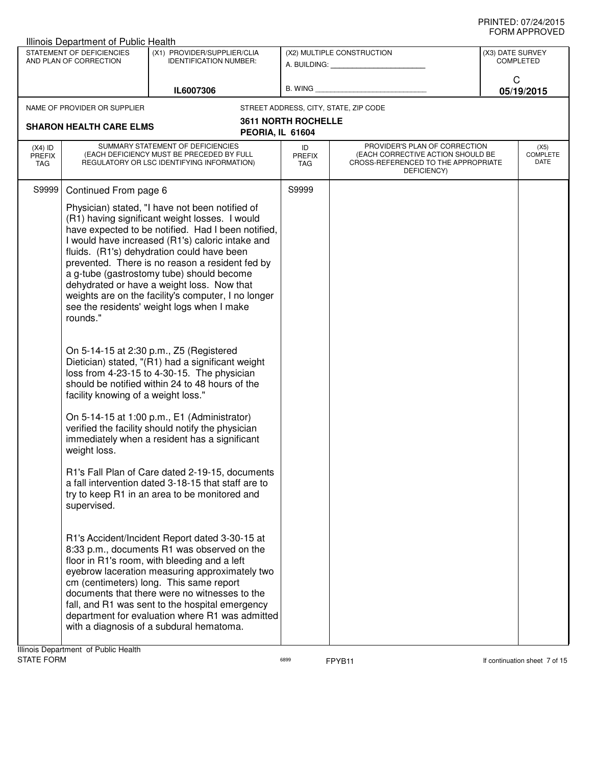Illinois Department of Public Health

| STATEMENT OF DEFICIENCIES AND PLAN OF CORRECTION | (X1) PROVIDER/SUPPLIER/CLIA IDENTIFICATION NUMBER: | (X2) MULTIPLE CONSTRUCTION | (X3) DATE SURVEY COMPLETED |
|---|---|---|---|
| | IL6007306 | A. BUILDING: _______ B. WING _______ | C 05/19/2015 |

NAME OF PROVIDER OR SUPPLIER: **SHARON HEALTH CARE ELMS**

STREET ADDRESS, CITY, STATE, ZIP CODE: **3611 NORTH ROCHELLE, PEORIA, IL 61604**

| (X4) ID PREFIX TAG | SUMMARY STATEMENT OF DEFICIENCIES (EACH DEFICIENCY MUST BE PRECEDED BY FULL REGULATORY OR LSC IDENTIFYING INFORMATION) | ID PREFIX TAG | PROVIDER'S PLAN OF CORRECTION (EACH CORRECTIVE ACTION SHOULD BE CROSS-REFERENCED TO THE APPROPRIATE DEFICIENCY) | (X5) COMPLETE DATE |
|---|---|---|---|---|
| S9999 | Continued From page 6 | S9999 | | |

Physician) stated, "I have not been notified of (R1) having significant weight losses. I would have expected to be notified. Had I been notified, I would have increased (R1's) caloric intake and fluids. (R1's) dehydration could have been prevented. There is no reason a resident fed by a g-tube (gastrostomy tube) should become dehydrated or have a weight loss. Now that weights are on the facility's computer, I no longer see the residents' weight logs when I make rounds."

On 5-14-15 at 2:30 p.m., Z5 (Registered Dietician) stated, "(R1) had a significant weight loss from 4-23-15 to 4-30-15. The physician should be notified within 24 to 48 hours of the facility knowing of a weight loss."

On 5-14-15 at 1:00 p.m., E1 (Administrator) verified the facility should notify the physician immediately when a resident has a significant weight loss.

R1's Fall Plan of Care dated 2-19-15, documents a fall intervention dated 3-18-15 that staff are to try to keep R1 in an area to be monitored and supervised.

R1's Accident/Incident Report dated 3-30-15 at 8:33 p.m., documents R1 was observed on the floor in R1's room, with bleeding and a left eyebrow laceration measuring approximately two cm (centimeters) long. This same report documents that there were no witnesses to the fall, and R1 was sent to the hospital emergency department for evaluation where R1 was admitted with a diagnosis of a subdural hematoma.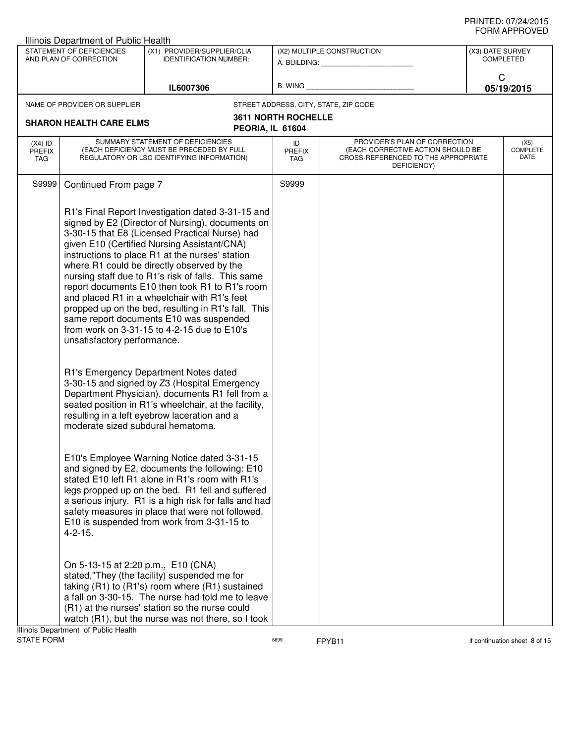Illinois Department of Public Health

| STATEMENT OF DEFICIENCIES AND PLAN OF CORRECTION | (X1) PROVIDER/SUPPLIER/CLIA IDENTIFICATION NUMBER: | (X2) MULTIPLE CONSTRUCTION | (X3) DATE SURVEY COMPLETED |
|---|---|---|---|
| | IL6007306 | A. BUILDING: ______ B. WING ______ | C 05/19/2015 |

NAME OF PROVIDER OR SUPPLIER: **SHARON HEALTH CARE ELMS**

STREET ADDRESS, CITY, STATE, ZIP CODE: **3611 NORTH ROCHELLE, PEORIA, IL 61604**

| (X4) ID PREFIX TAG | SUMMARY STATEMENT OF DEFICIENCIES (EACH DEFICIENCY MUST BE PRECEDED BY FULL REGULATORY OR LSC IDENTIFYING INFORMATION) | ID PREFIX TAG | PROVIDER'S PLAN OF CORRECTION (EACH CORRECTIVE ACTION SHOULD BE CROSS-REFERENCED TO THE APPROPRIATE DEFICIENCY) | (X5) COMPLETE DATE |
|---|---|---|---|---|
| S9999 | Continued From page 7 | S9999 | | |

R1's Final Report Investigation dated 3-31-15 and signed by E2 (Director of Nursing), documents on 3-30-15 that E8 (Licensed Practical Nurse) had given E10 (Certified Nursing Assistant/CNA) instructions to place R1 at the nurses' station where R1 could be directly observed by the nursing staff due to R1's risk of falls. This same report documents E10 then took R1 to R1's room and placed R1 in a wheelchair with R1's feet propped up on the bed, resulting in R1's fall. This same report documents E10 was suspended from work on 3-31-15 to 4-2-15 due to E10's unsatisfactory performance.

R1's Emergency Department Notes dated 3-30-15 and signed by Z3 (Hospital Emergency Department Physician), documents R1 fell from a seated position in R1's wheelchair, at the facility, resulting in a left eyebrow laceration and a moderate sized subdural hematoma.

E10's Employee Warning Notice dated 3-31-15 and signed by E2, documents the following: E10 stated E10 left R1 alone in R1's room with R1's legs propped up on the bed. R1 fell and suffered a serious injury. R1 is a high risk for falls and had safety measures in place that were not followed. E10 is suspended from work from 3-31-15 to 4-2-15.

On 5-13-15 at 2:20 p.m., E10 (CNA) stated,"They (the facility) suspended me for taking (R1) to (R1's) room where (R1) sustained a fall on 3-30-15. The nurse had told me to leave (R1) at the nurses' station so the nurse could watch (R1), but the nurse was not there, so I took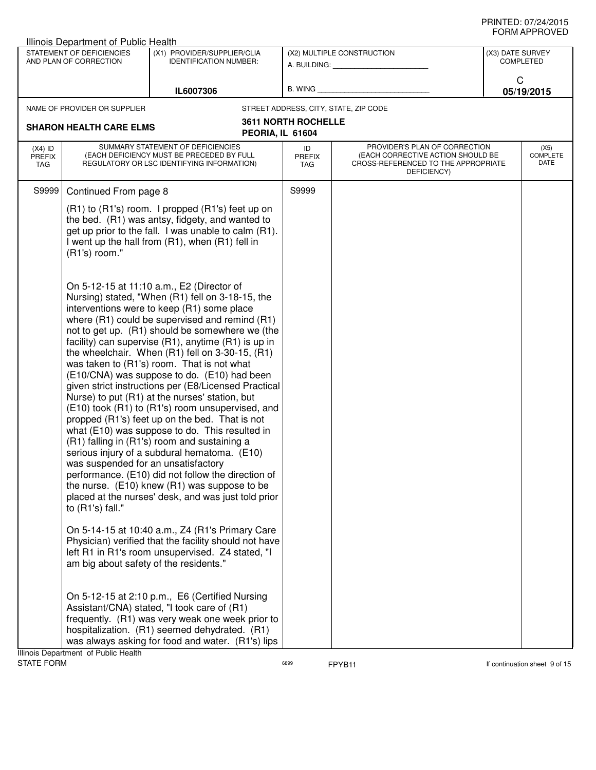Illinois Department of Public Health

| STATEMENT OF DEFICIENCIES AND PLAN OF CORRECTION | (X1) PROVIDER/SUPPLIER/CLIA IDENTIFICATION NUMBER: | (X2) MULTIPLE CONSTRUCTION | (X3) DATE SURVEY COMPLETED |
|---|---|---|---|
| | IL6007306 | A. BUILDING: ______ B. WING ______ | C 05/19/2015 |

NAME OF PROVIDER OR SUPPLIER: **SHARON HEALTH CARE ELMS**

STREET ADDRESS, CITY, STATE, ZIP CODE: **3611 NORTH ROCHELLE PEORIA, IL 61604**

| (X4) ID PREFIX TAG | SUMMARY STATEMENT OF DEFICIENCIES (EACH DEFICIENCY MUST BE PRECEDED BY FULL REGULATORY OR LSC IDENTIFYING INFORMATION) | ID PREFIX TAG | PROVIDER'S PLAN OF CORRECTION (EACH CORRECTIVE ACTION SHOULD BE CROSS-REFERENCED TO THE APPROPRIATE DEFICIENCY) | (X5) COMPLETE DATE |
|---|---|---|---|---|
| S9999 | Continued From page 8 | S9999 | | |

(R1) to (R1's) room. I propped (R1's) feet up on the bed. (R1) was antsy, fidgety, and wanted to get up prior to the fall. I was unable to calm (R1). I went up the hall from (R1), when (R1) fell in (R1's) room."

On 5-12-15 at 11:10 a.m., E2 (Director of Nursing) stated, "When (R1) fell on 3-18-15, the interventions were to keep (R1) some place where (R1) could be supervised and remind (R1) not to get up. (R1) should be somewhere we (the facility) can supervise (R1), anytime (R1) is up in the wheelchair. When (R1) fell on 3-30-15, (R1) was taken to (R1's) room. That is not what (E10/CNA) was suppose to do. (E10) had been given strict instructions per (E8/Licensed Practical Nurse) to put (R1) at the nurses' station, but (E10) took (R1) to (R1's) room unsupervised, and propped (R1's) feet up on the bed. That is not what (E10) was suppose to do. This resulted in (R1) falling in (R1's) room and sustaining a serious injury of a subdural hematoma. (E10) was suspended for an unsatisfactory performance. (E10) did not follow the direction of the nurse. (E10) knew (R1) was suppose to be placed at the nurses' desk, and was just told prior to (R1's) fall."

On 5-14-15 at 10:40 a.m., Z4 (R1's Primary Care Physician) verified that the facility should not have left R1 in R1's room unsupervised. Z4 stated, "I am big about safety of the residents."

On 5-12-15 at 2:10 p.m., E6 (Certified Nursing Assistant/CNA) stated, "I took care of (R1) frequently. (R1) was very weak one week prior to hospitalization. (R1) seemed dehydrated. (R1) was always asking for food and water. (R1's) lips

Illinois Department of Public Health
STATE FORM 6899 FPYB11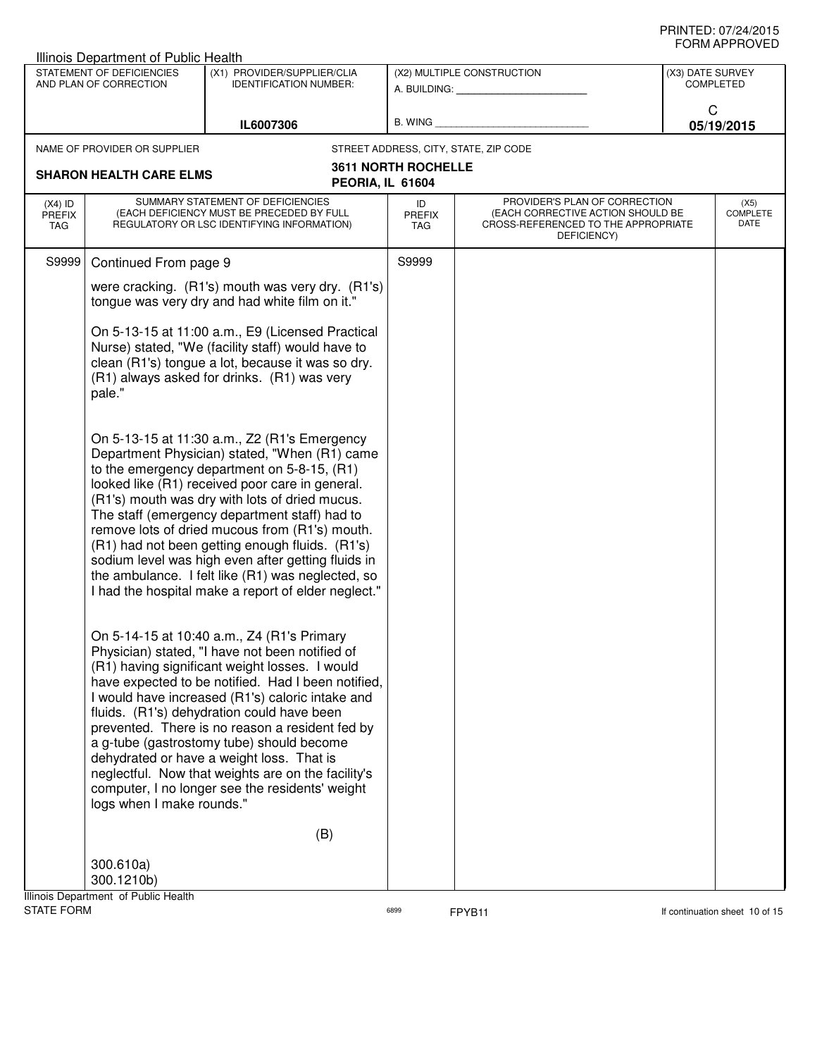Illinois Department of Public Health

| STATEMENT OF DEFICIENCIES AND PLAN OF CORRECTION | (X1) PROVIDER/SUPPLIER/CLIA IDENTIFICATION NUMBER: | (X2) MULTIPLE CONSTRUCTION | (X3) DATE SURVEY COMPLETED |
|---|---|---|---|
| | IL6007306 | A. BUILDING: ______ B. WING ______ | C 05/19/2015 |

| NAME OF PROVIDER OR SUPPLIER | STREET ADDRESS, CITY, STATE, ZIP CODE |
|---|---|
| SHARON HEALTH CARE ELMS | 3611 NORTH ROCHELLE PEORIA, IL 61604 |

| (X4) ID PREFIX TAG | SUMMARY STATEMENT OF DEFICIENCIES (EACH DEFICIENCY MUST BE PRECEDED BY FULL REGULATORY OR LSC IDENTIFYING INFORMATION) | ID PREFIX TAG | PROVIDER'S PLAN OF CORRECTION (EACH CORRECTIVE ACTION SHOULD BE CROSS-REFERENCED TO THE APPROPRIATE DEFICIENCY) | (X5) COMPLETE DATE |
|---|---|---|---|---|
| S9999 | Continued From page 9 | S9999 | | |

were cracking. (R1's) mouth was very dry. (R1's) tongue was very dry and had white film on it."

On 5-13-15 at 11:00 a.m., E9 (Licensed Practical Nurse) stated, "We (facility staff) would have to clean (R1's) tongue a lot, because it was so dry. (R1) always asked for drinks. (R1) was very pale."

On 5-13-15 at 11:30 a.m., Z2 (R1's Emergency Department Physician) stated, "When (R1) came to the emergency department on 5-8-15, (R1) looked like (R1) received poor care in general. (R1's) mouth was dry with lots of dried mucus. The staff (emergency department staff) had to remove lots of dried mucous from (R1's) mouth. (R1) had not been getting enough fluids. (R1's) sodium level was high even after getting fluids in the ambulance. I felt like (R1) was neglected, so I had the hospital make a report of elder neglect."

On 5-14-15 at 10:40 a.m., Z4 (R1's Primary Physician) stated, "I have not been notified of (R1) having significant weight losses. I would have expected to be notified. Had I been notified, I would have increased (R1's) caloric intake and fluids. (R1's) dehydration could have been prevented. There is no reason a resident fed by a g-tube (gastrostomy tube) should become dehydrated or have a weight loss. That is neglectful. Now that weights are on the facility's computer, I no longer see the residents' weight logs when I make rounds."

(B)

300.610a)
300.1210b)

Illinois Department of Public Health
STATE FORM 6899 FPYB11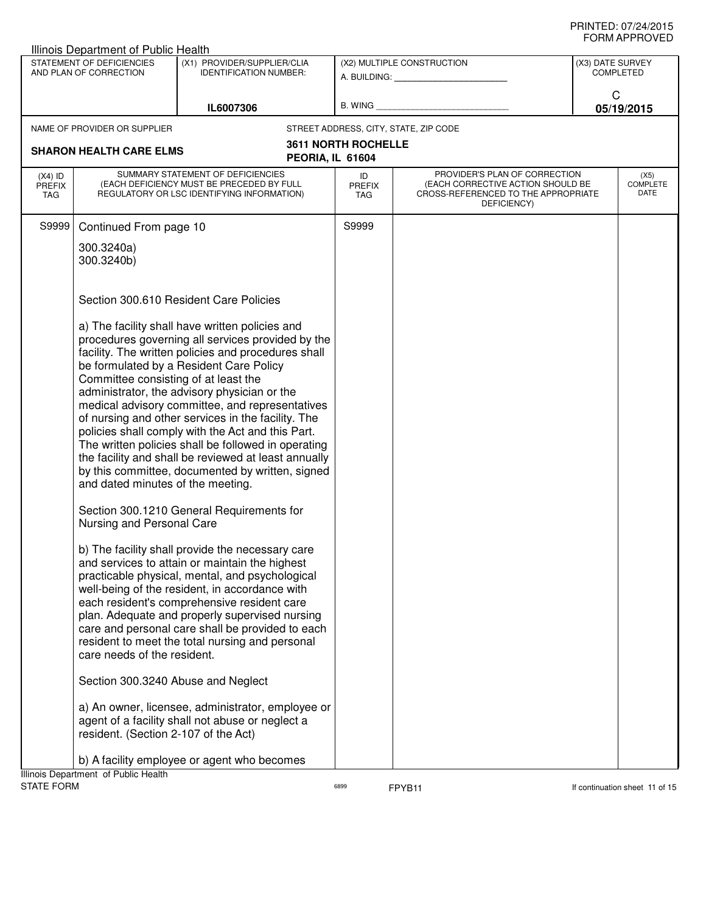Illinois Department of Public Health

| STATEMENT OF DEFICIENCIES AND PLAN OF CORRECTION | (X1) PROVIDER/SUPPLIER/CLIA IDENTIFICATION NUMBER: | (X2) MULTIPLE CONSTRUCTION | (X3) DATE SURVEY COMPLETED |
|---|---|---|---|
| | IL6007306 | A. BUILDING: ______ B. WING ______ | C 05/19/2015 |

| NAME OF PROVIDER OR SUPPLIER | STREET ADDRESS, CITY, STATE, ZIP CODE |
|---|---|
| SHARON HEALTH CARE ELMS | 3611 NORTH ROCHELLE PEORIA, IL 61604 |

| (X4) ID PREFIX TAG | SUMMARY STATEMENT OF DEFICIENCIES (EACH DEFICIENCY MUST BE PRECEDED BY FULL REGULATORY OR LSC IDENTIFYING INFORMATION) | ID PREFIX TAG | PROVIDER'S PLAN OF CORRECTION (EACH CORRECTIVE ACTION SHOULD BE CROSS-REFERENCED TO THE APPROPRIATE DEFICIENCY) | (X5) COMPLETE DATE |
|---|---|---|---|---|
| S9999 | Continued From page 10 | S9999 | | |

300.3240a)
300.3240b)

Section 300.610 Resident Care Policies

a) The facility shall have written policies and procedures governing all services provided by the facility. The written policies and procedures shall be formulated by a Resident Care Policy Committee consisting of at least the administrator, the advisory physician or the medical advisory committee, and representatives of nursing and other services in the facility. The policies shall comply with the Act and this Part. The written policies shall be followed in operating the facility and shall be reviewed at least annually by this committee, documented by written, signed and dated minutes of the meeting.

Section 300.1210 General Requirements for Nursing and Personal Care

b) The facility shall provide the necessary care and services to attain or maintain the highest practicable physical, mental, and psychological well-being of the resident, in accordance with each resident's comprehensive resident care plan. Adequate and properly supervised nursing care and personal care shall be provided to each resident to meet the total nursing and personal care needs of the resident.

Section 300.3240 Abuse and Neglect

a) An owner, licensee, administrator, employee or agent of a facility shall not abuse or neglect a resident. (Section 2-107 of the Act)

b) A facility employee or agent who becomes

Illinois Department of Public Health
STATE FORM 6899 FPYB11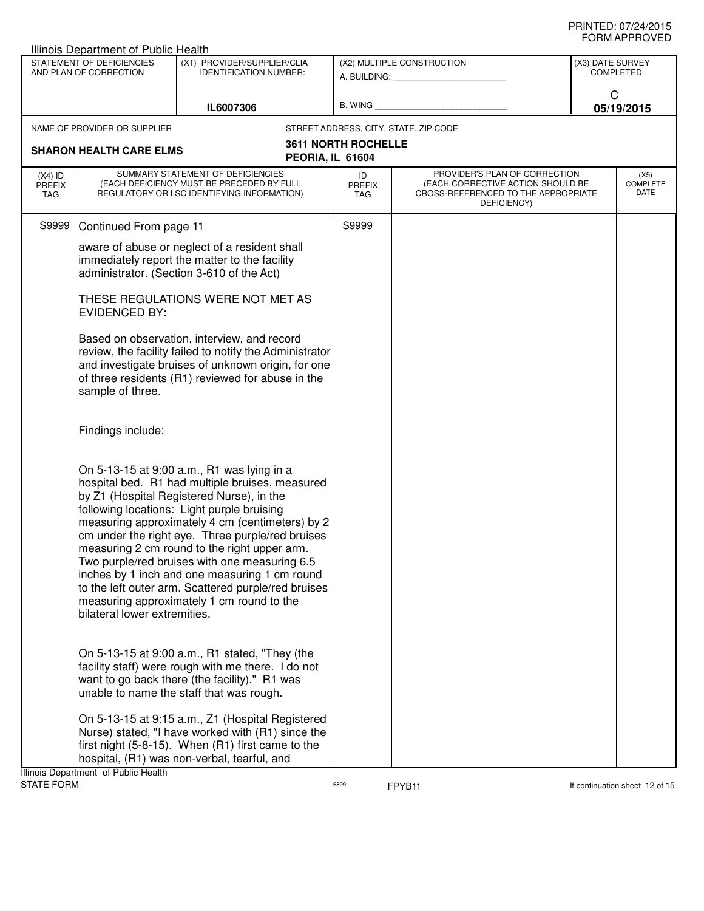Illinois Department of Public Health

| STATEMENT OF DEFICIENCIES AND PLAN OF CORRECTION | (X1) PROVIDER/SUPPLIER/CLIA IDENTIFICATION NUMBER: | (X2) MULTIPLE CONSTRUCTION | (X3) DATE SURVEY COMPLETED |
|---|---|---|---|
| | IL6007306 | A. BUILDING: ______ B. WING ______ | C 05/19/2015 |

NAME OF PROVIDER OR SUPPLIER: **SHARON HEALTH CARE ELMS**

STREET ADDRESS, CITY, STATE, ZIP CODE: **3611 NORTH ROCHELLE, PEORIA, IL 61604**

| (X4) ID PREFIX TAG | SUMMARY STATEMENT OF DEFICIENCIES (EACH DEFICIENCY MUST BE PRECEDED BY FULL REGULATORY OR LSC IDENTIFYING INFORMATION) | ID PREFIX TAG | PROVIDER'S PLAN OF CORRECTION (EACH CORRECTIVE ACTION SHOULD BE CROSS-REFERENCED TO THE APPROPRIATE DEFICIENCY) | (X5) COMPLETE DATE |
|---|---|---|---|---|
| S9999 | Continued From page 11 | S9999 | | |

aware of abuse or neglect of a resident shall immediately report the matter to the facility administrator. (Section 3-610 of the Act)

THESE REGULATIONS WERE NOT MET AS EVIDENCED BY:

Based on observation, interview, and record review, the facility failed to notify the Administrator and investigate bruises of unknown origin, for one of three residents (R1) reviewed for abuse in the sample of three.

Findings include:

On 5-13-15 at 9:00 a.m., R1 was lying in a hospital bed. R1 had multiple bruises, measured by Z1 (Hospital Registered Nurse), in the following locations: Light purple bruising measuring approximately 4 cm (centimeters) by 2 cm under the right eye. Three purple/red bruises measuring 2 cm round to the right upper arm. Two purple/red bruises with one measuring 6.5 inches by 1 inch and one measuring 1 cm round to the left outer arm. Scattered purple/red bruises measuring approximately 1 cm round to the bilateral lower extremities.

On 5-13-15 at 9:00 a.m., R1 stated, "They (the facility staff) were rough with me there. I do not want to go back there (the facility)." R1 was unable to name the staff that was rough.

On 5-13-15 at 9:15 a.m., Z1 (Hospital Registered Nurse) stated, "I have worked with (R1) since the first night (5-8-15). When (R1) first came to the hospital, (R1) was non-verbal, tearful, and

Illinois Department of Public Health
STATE FORM 6899 FPYB11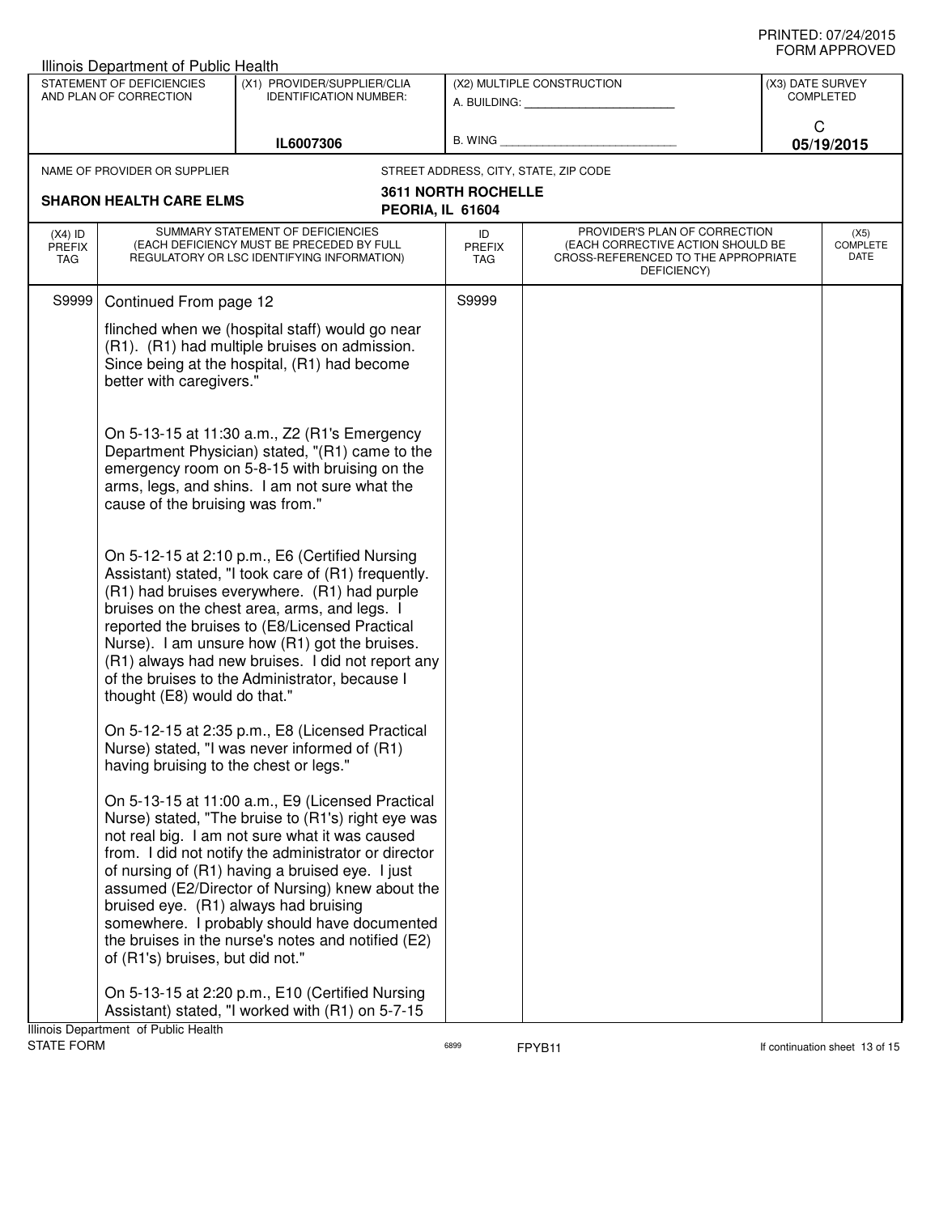Illinois Department of Public Health

| STATEMENT OF DEFICIENCIES AND PLAN OF CORRECTION | (X1) PROVIDER/SUPPLIER/CLIA IDENTIFICATION NUMBER: | (X2) MULTIPLE CONSTRUCTION | (X3) DATE SURVEY COMPLETED |
|---|---|---|---|
| | IL6007306 | A. BUILDING: ______ B. WING ______ | C 05/19/2015 |

NAME OF PROVIDER OR SUPPLIER: **SHARON HEALTH CARE ELMS**

STREET ADDRESS, CITY, STATE, ZIP CODE: **3611 NORTH ROCHELLE PEORIA, IL 61604**

| (X4) ID PREFIX TAG | SUMMARY STATEMENT OF DEFICIENCIES (EACH DEFICIENCY MUST BE PRECEDED BY FULL REGULATORY OR LSC IDENTIFYING INFORMATION) | ID PREFIX TAG | PROVIDER'S PLAN OF CORRECTION (EACH CORRECTIVE ACTION SHOULD BE CROSS-REFERENCED TO THE APPROPRIATE DEFICIENCY) | (X5) COMPLETE DATE |
|---|---|---|---|---|
| S9999 | Continued From page 12 | S9999 | | |

flinched when we (hospital staff) would go near (R1). (R1) had multiple bruises on admission. Since being at the hospital, (R1) had become better with caregivers."

On 5-13-15 at 11:30 a.m., Z2 (R1's Emergency Department Physician) stated, "(R1) came to the emergency room on 5-8-15 with bruising on the arms, legs, and shins. I am not sure what the cause of the bruising was from."

On 5-12-15 at 2:10 p.m., E6 (Certified Nursing Assistant) stated, "I took care of (R1) frequently. (R1) had bruises everywhere. (R1) had purple bruises on the chest area, arms, and legs. I reported the bruises to (E8/Licensed Practical Nurse). I am unsure how (R1) got the bruises. (R1) always had new bruises. I did not report any of the bruises to the Administrator, because I thought (E8) would do that."

On 5-12-15 at 2:35 p.m., E8 (Licensed Practical Nurse) stated, "I was never informed of (R1) having bruising to the chest or legs."

On 5-13-15 at 11:00 a.m., E9 (Licensed Practical Nurse) stated, "The bruise to (R1's) right eye was not real big. I am not sure what it was caused from. I did not notify the administrator or director of nursing of (R1) having a bruised eye. I just assumed (E2/Director of Nursing) knew about the bruised eye. (R1) always had bruising somewhere. I probably should have documented the bruises in the nurse's notes and notified (E2) of (R1's) bruises, but did not."

On 5-13-15 at 2:20 p.m., E10 (Certified Nursing Assistant) stated, "I worked with (R1) on 5-7-15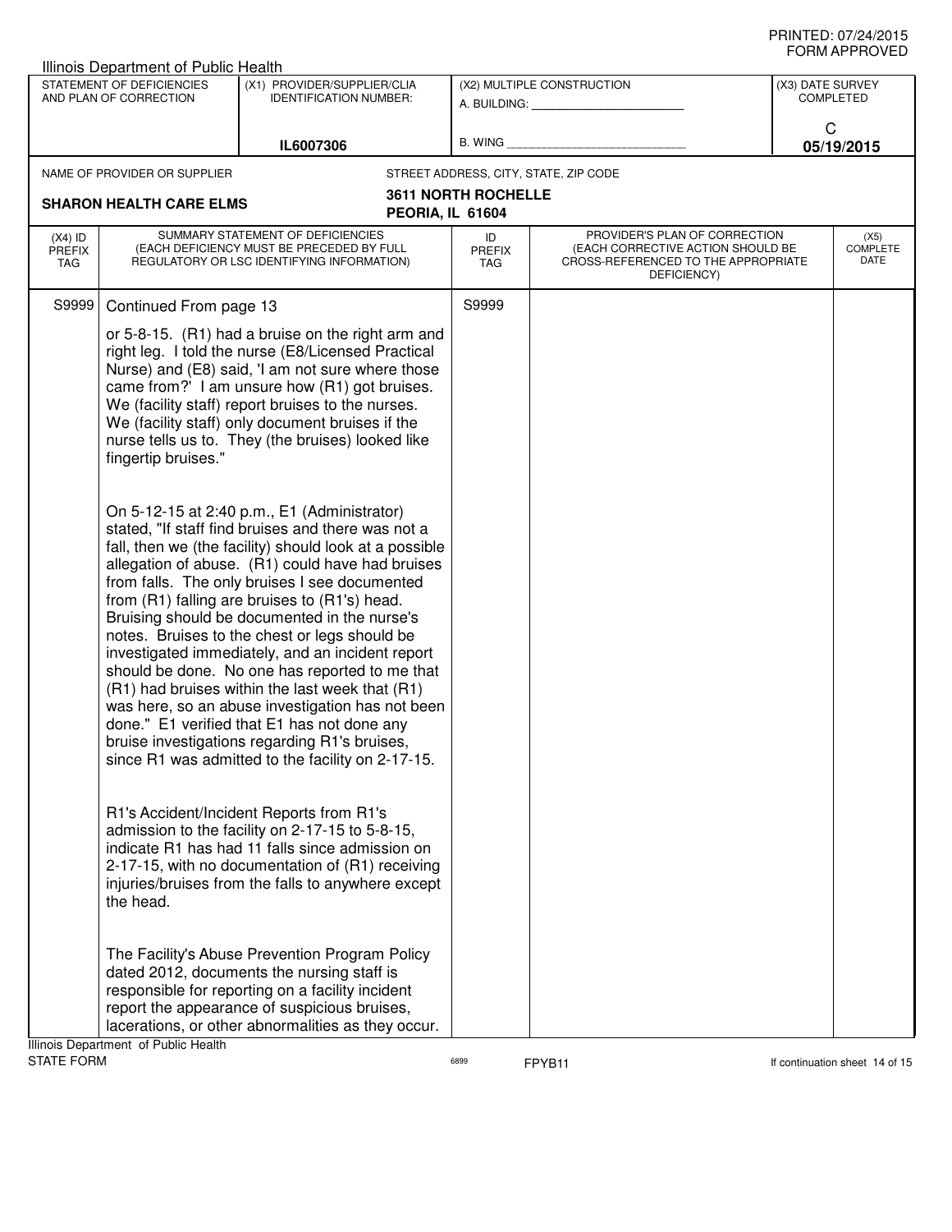PRINTED: 07/24/2015
FORM APPROVED

Illinois Department of Public Health

| STATEMENT OF DEFICIENCIES AND PLAN OF CORRECTION | (X1) PROVIDER/SUPPLIER/CLIA IDENTIFICATION NUMBER: | (X2) MULTIPLE CONSTRUCTION | (X3) DATE SURVEY COMPLETED |
|---|---|---|---|
| | IL6007306 | A. BUILDING: ______ B. WING ______ | C 05/19/2015 |

NAME OF PROVIDER OR SUPPLIER: **SHARON HEALTH CARE ELMS**

STREET ADDRESS, CITY, STATE, ZIP CODE: **3611 NORTH ROCHELLE, PEORIA, IL 61604**

| (X4) ID PREFIX TAG | SUMMARY STATEMENT OF DEFICIENCIES (EACH DEFICIENCY MUST BE PRECEDED BY FULL REGULATORY OR LSC IDENTIFYING INFORMATION) | ID PREFIX TAG | PROVIDER'S PLAN OF CORRECTION (EACH CORRECTIVE ACTION SHOULD BE CROSS-REFERENCED TO THE APPROPRIATE DEFICIENCY) | (X5) COMPLETE DATE |
|---|---|---|---|---|
| S9999 | Continued From page 13 | S9999 | | |

or 5-8-15. (R1) had a bruise on the right arm and right leg. I told the nurse (E8/Licensed Practical Nurse) and (E8) said, 'I am not sure where those came from?' I am unsure how (R1) got bruises. We (facility staff) report bruises to the nurses. We (facility staff) only document bruises if the nurse tells us to. They (the bruises) looked like fingertip bruises."

On 5-12-15 at 2:40 p.m., E1 (Administrator) stated, "If staff find bruises and there was not a fall, then we (the facility) should look at a possible allegation of abuse. (R1) could have had bruises from falls. The only bruises I see documented from (R1) falling are bruises to (R1's) head. Bruising should be documented in the nurse's notes. Bruises to the chest or legs should be investigated immediately, and an incident report should be done. No one has reported to me that (R1) had bruises within the last week that (R1) was here, so an abuse investigation has not been done." E1 verified that E1 has not done any bruise investigations regarding R1's bruises, since R1 was admitted to the facility on 2-17-15.

R1's Accident/Incident Reports from R1's admission to the facility on 2-17-15 to 5-8-15, indicate R1 has had 11 falls since admission on 2-17-15, with no documentation of (R1) receiving injuries/bruises from the falls to anywhere except the head.

The Facility's Abuse Prevention Program Policy dated 2012, documents the nursing staff is responsible for reporting on a facility incident report the appearance of suspicious bruises, lacerations, or other abnormalities as they occur.

Illinois Department of Public Health
STATE FORM 6899 FPYB11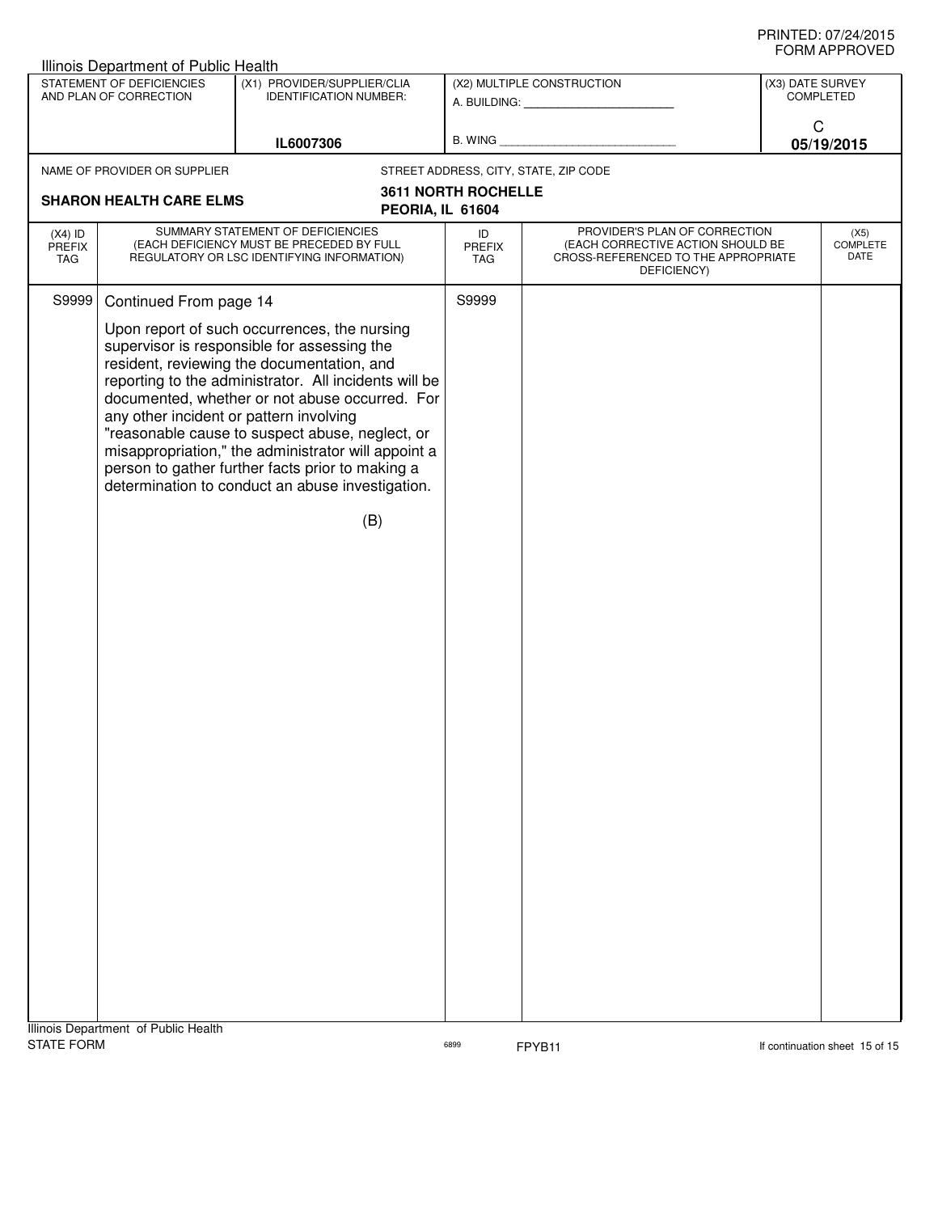Illinois Department of Public Health

| STATEMENT OF DEFICIENCIES AND PLAN OF CORRECTION | (X1) PROVIDER/SUPPLIER/CLIA IDENTIFICATION NUMBER: | (X2) MULTIPLE CONSTRUCTION | (X3) DATE SURVEY COMPLETED |
|---|---|---|---|
| | IL6007306 | A. BUILDING: ______ B. WING ______ | C 05/19/2015 |

| NAME OF PROVIDER OR SUPPLIER | STREET ADDRESS, CITY, STATE, ZIP CODE |
|---|---|
| SHARON HEALTH CARE ELMS | 3611 NORTH ROCHELLE PEORIA, IL 61604 |

| (X4) ID PREFIX TAG | SUMMARY STATEMENT OF DEFICIENCIES (EACH DEFICIENCY MUST BE PRECEDED BY FULL REGULATORY OR LSC IDENTIFYING INFORMATION) | ID PREFIX TAG | PROVIDER'S PLAN OF CORRECTION (EACH CORRECTIVE ACTION SHOULD BE CROSS-REFERENCED TO THE APPROPRIATE DEFICIENCY) | (X5) COMPLETE DATE |
|---|---|---|---|---|
| S9999 | Continued From page 14<br><br>Upon report of such occurrences, the nursing supervisor is responsible for assessing the resident, reviewing the documentation, and reporting to the administrator. All incidents will be documented, whether or not abuse occurred. For any other incident or pattern involving "reasonable cause to suspect abuse, neglect, or misappropriation," the administrator will appoint a person to gather further facts prior to making a determination to conduct an abuse investigation.<br><br>(B) | S9999 | | |

Illinois Department of Public Health
STATE FORM 6899 FPYB11